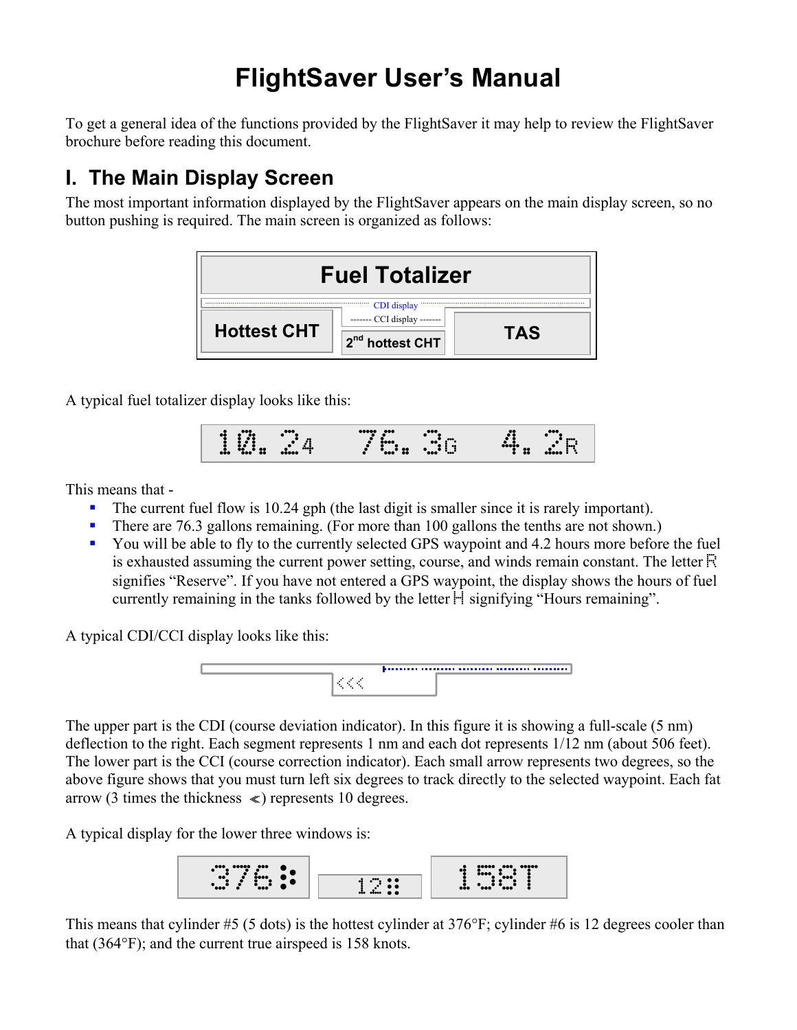# FlightSaver User's Manual

To get a general idea of the functions provided by the FlightSaver it may help to review the FlightSaver brochure before reading this document.

## I. The Main Display Screen

The most important information displayed by the FlightSaver appears on the main display screen, so no button pushing is required. The main screen is organized as follows:

| Fuel Totalizer | | |
|---|---|---|
| | CDI display | |
| Hottest CHT | CCI display / 2nd hottest CHT | TAS |

A typical fuel totalizer display looks like this:

```
10.24   76.3G   4.2R
```

This means that -

- The current fuel flow is 10.24 gph (the last digit is smaller since it is rarely important).
- There are 76.3 gallons remaining. (For more than 100 gallons the tenths are not shown.)
- You will be able to fly to the currently selected GPS waypoint and 4.2 hours more before the fuel is exhausted assuming the current power setting, course, and winds remain constant. The letter R signifies "Reserve". If you have not entered a GPS waypoint, the display shows the hours of fuel currently remaining in the tanks followed by the letter H signifying "Hours remaining".

A typical CDI/CCI display looks like this:

```
<<<
```

The upper part is the CDI (course deviation indicator). In this figure it is showing a full-scale (5 nm) deflection to the right. Each segment represents 1 nm and each dot represents 1/12 nm (about 506 feet). The lower part is the CCI (course correction indicator). Each small arrow represents two degrees, so the above figure shows that you must turn left six degrees to track directly to the selected waypoint. Each fat arrow (3 times the thickness ≪) represents 10 degrees.

A typical display for the lower three windows is:

```
376⁙   12⁘   158T
```

This means that cylinder #5 (5 dots) is the hottest cylinder at 376°F; cylinder #6 is 12 degrees cooler than that (364°F); and the current true airspeed is 158 knots.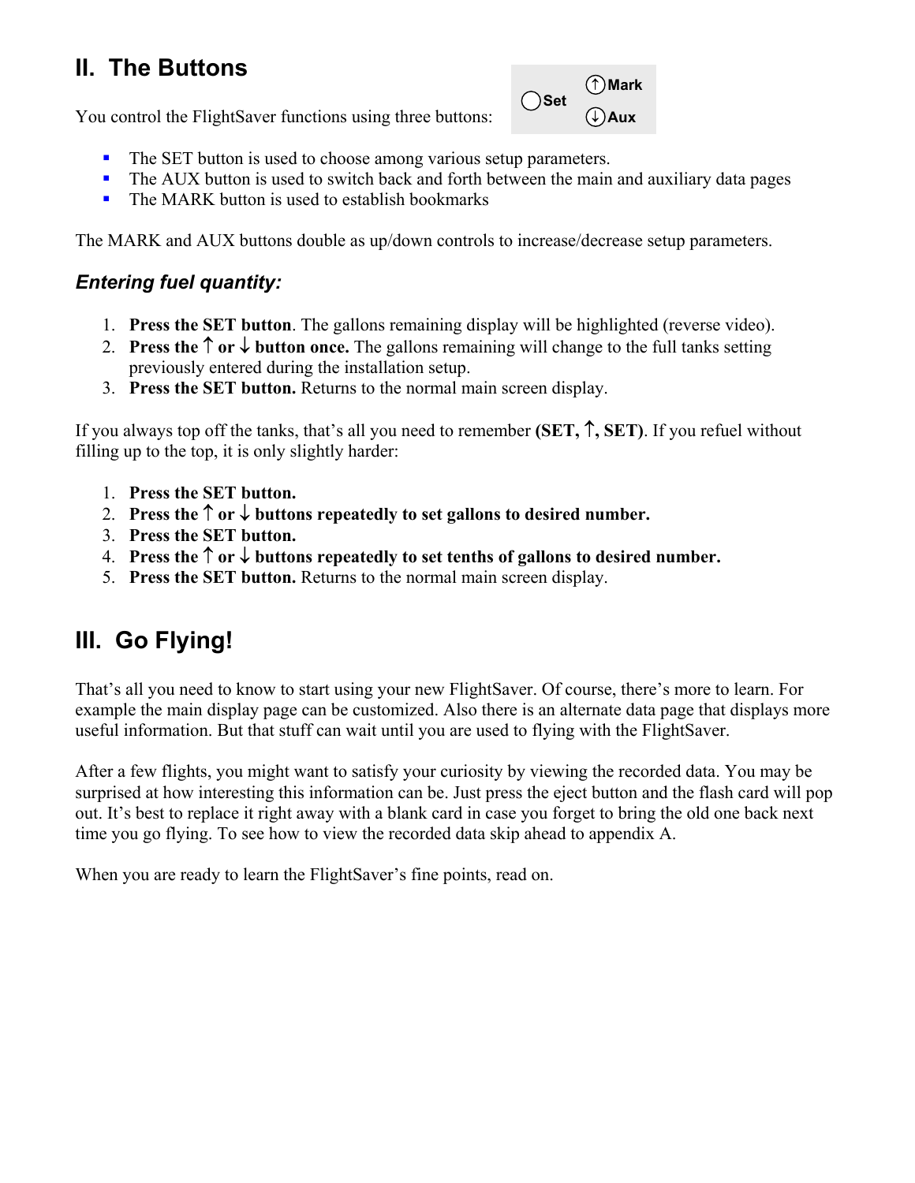## II. The Buttons

You control the FlightSaver functions using three buttons: ◯Set ↑Mark ↓Aux

- The SET button is used to choose among various setup parameters.
- The AUX button is used to switch back and forth between the main and auxiliary data pages
- The MARK button is used to establish bookmarks

The MARK and AUX buttons double as up/down controls to increase/decrease setup parameters.

### *Entering fuel quantity:*

1. **Press the SET button**. The gallons remaining display will be highlighted (reverse video).
2. **Press the ↑ or ↓ button once.** The gallons remaining will change to the full tanks setting previously entered during the installation setup.
3. **Press the SET button.** Returns to the normal main screen display.

If you always top off the tanks, that's all you need to remember **(SET, ↑, SET)**. If you refuel without filling up to the top, it is only slightly harder:

1. **Press the SET button.**
2. **Press the ↑ or ↓ buttons repeatedly to set gallons to desired number.**
3. **Press the SET button.**
4. **Press the ↑ or ↓ buttons repeatedly to set tenths of gallons to desired number.**
5. **Press the SET button.** Returns to the normal main screen display.

## III. Go Flying!

That's all you need to know to start using your new FlightSaver. Of course, there's more to learn. For example the main display page can be customized. Also there is an alternate data page that displays more useful information. But that stuff can wait until you are used to flying with the FlightSaver.

After a few flights, you might want to satisfy your curiosity by viewing the recorded data. You may be surprised at how interesting this information can be. Just press the eject button and the flash card will pop out. It's best to replace it right away with a blank card in case you forget to bring the old one back next time you go flying. To see how to view the recorded data skip ahead to appendix A.

When you are ready to learn the FlightSaver's fine points, read on.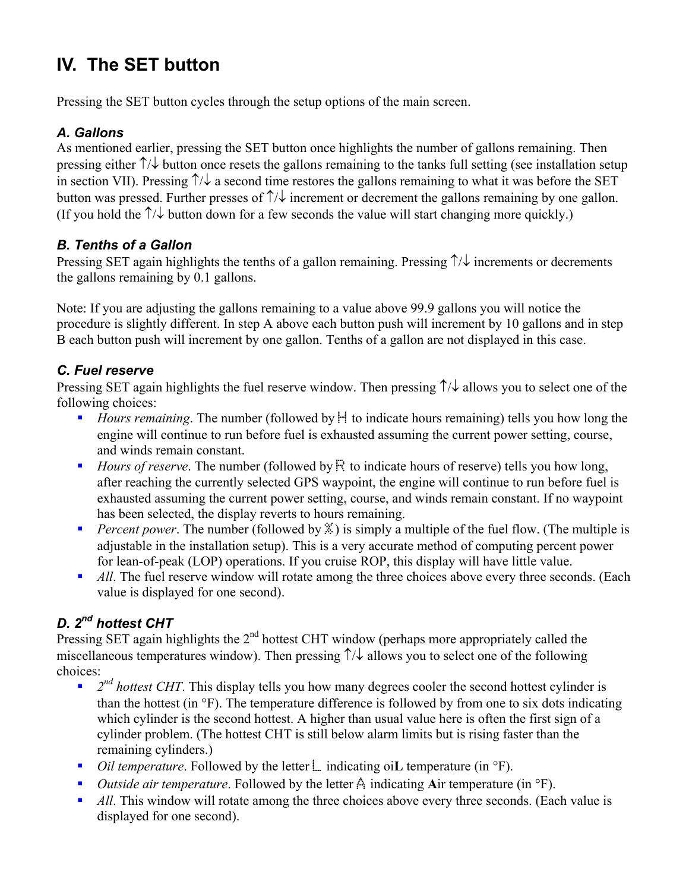# IV. The SET button

Pressing the SET button cycles through the setup options of the main screen.

### *A. Gallons*

As mentioned earlier, pressing the SET button once highlights the number of gallons remaining. Then pressing either ↑/↓ button once resets the gallons remaining to the tanks full setting (see installation setup in section VII). Pressing ↑/↓ a second time restores the gallons remaining to what it was before the SET button was pressed. Further presses of ↑/↓ increment or decrement the gallons remaining by one gallon. (If you hold the ↑/↓ button down for a few seconds the value will start changing more quickly.)

### *B. Tenths of a Gallon*

Pressing SET again highlights the tenths of a gallon remaining. Pressing ↑/↓ increments or decrements the gallons remaining by 0.1 gallons.

Note: If you are adjusting the gallons remaining to a value above 99.9 gallons you will notice the procedure is slightly different. In step A above each button push will increment by 10 gallons and in step B each button push will increment by one gallon. Tenths of a gallon are not displayed in this case.

### *C. Fuel reserve*

Pressing SET again highlights the fuel reserve window. Then pressing ↑/↓ allows you to select one of the following choices:

- *Hours remaining*. The number (followed by H to indicate hours remaining) tells you how long the engine will continue to run before fuel is exhausted assuming the current power setting, course, and winds remain constant.
- *Hours of reserve*. The number (followed by R to indicate hours of reserve) tells you how long, after reaching the currently selected GPS waypoint, the engine will continue to run before fuel is exhausted assuming the current power setting, course, and winds remain constant. If no waypoint has been selected, the display reverts to hours remaining.
- *Percent power*. The number (followed by %) is simply a multiple of the fuel flow. (The multiple is adjustable in the installation setup). This is a very accurate method of computing percent power for lean-of-peak (LOP) operations. If you cruise ROP, this display will have little value.
- *All*. The fuel reserve window will rotate among the three choices above every three seconds. (Each value is displayed for one second).

### *D. 2nd hottest CHT*

Pressing SET again highlights the 2nd hottest CHT window (perhaps more appropriately called the miscellaneous temperatures window). Then pressing ↑/↓ allows you to select one of the following choices:

- *2nd hottest CHT*. This display tells you how many degrees cooler the second hottest cylinder is than the hottest (in °F). The temperature difference is followed by from one to six dots indicating which cylinder is the second hottest. A higher than usual value here is often the first sign of a cylinder problem. (The hottest CHT is still below alarm limits but is rising faster than the remaining cylinders.)
- *Oil temperature*. Followed by the letter L indicating oi**L** temperature (in °F).
- *Outside air temperature*. Followed by the letter A indicating **A**ir temperature (in °F).
- *All*. This window will rotate among the three choices above every three seconds. (Each value is displayed for one second).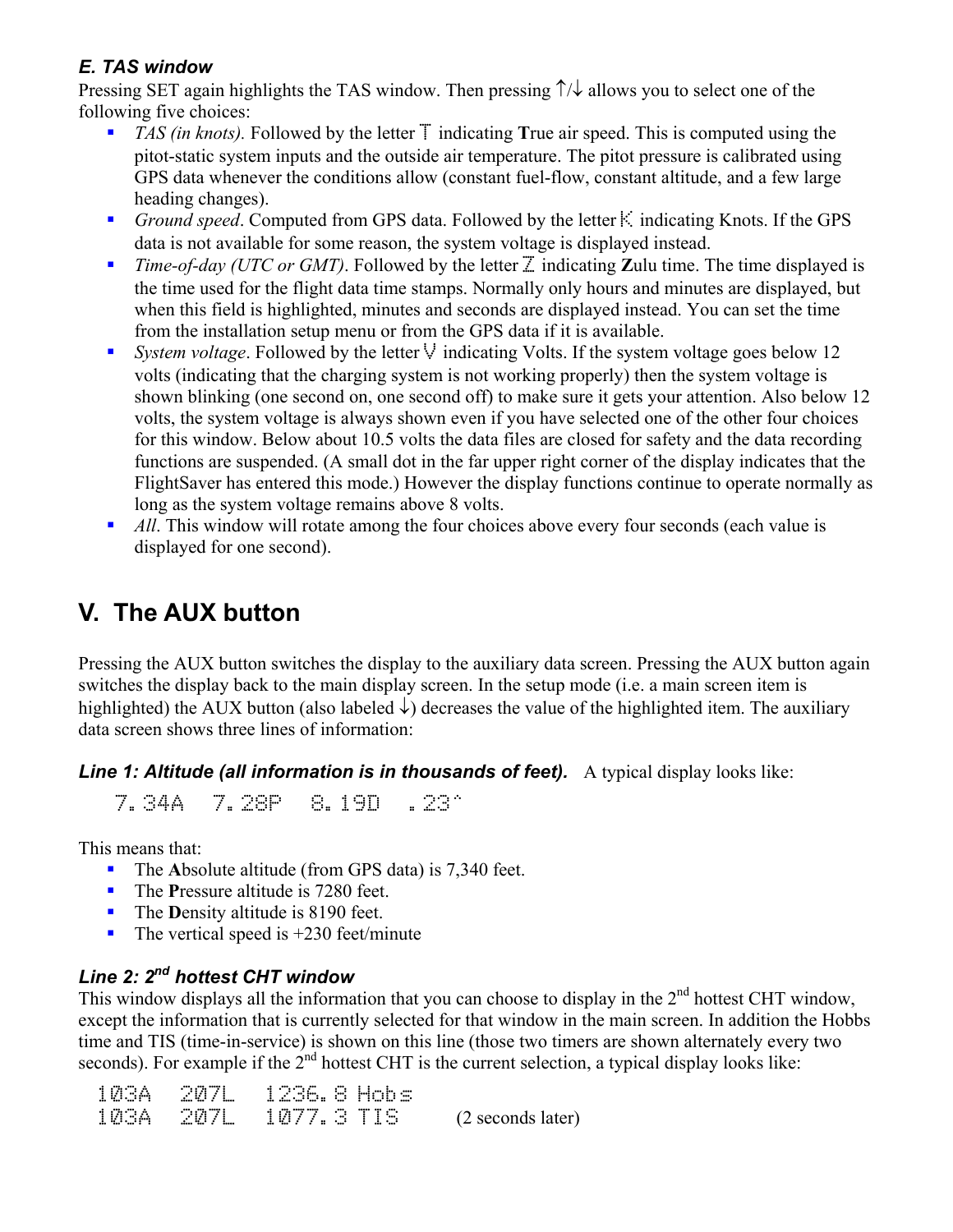### *E. TAS window*

Pressing SET again highlights the TAS window. Then pressing ↑/↓ allows you to select one of the following five choices:

- *TAS (in knots).* Followed by the letter T indicating **T**rue air speed. This is computed using the pitot-static system inputs and the outside air temperature. The pitot pressure is calibrated using GPS data whenever the conditions allow (constant fuel-flow, constant altitude, and a few large heading changes).
- *Ground speed*. Computed from GPS data. Followed by the letter K indicating Knots. If the GPS data is not available for some reason, the system voltage is displayed instead.
- *Time-of-day (UTC or GMT)*. Followed by the letter Z indicating **Z**ulu time. The time displayed is the time used for the flight data time stamps. Normally only hours and minutes are displayed, but when this field is highlighted, minutes and seconds are displayed instead. You can set the time from the installation setup menu or from the GPS data if it is available.
- *System voltage*. Followed by the letter V indicating Volts. If the system voltage goes below 12 volts (indicating that the charging system is not working properly) then the system voltage is shown blinking (one second on, one second off) to make sure it gets your attention. Also below 12 volts, the system voltage is always shown even if you have selected one of the other four choices for this window. Below about 10.5 volts the data files are closed for safety and the data recording functions are suspended. (A small dot in the far upper right corner of the display indicates that the FlightSaver has entered this mode.) However the display functions continue to operate normally as long as the system voltage remains above 8 volts.
- *All*. This window will rotate among the four choices above every four seconds (each value is displayed for one second).

## V. The AUX button

Pressing the AUX button switches the display to the auxiliary data screen. Pressing the AUX button again switches the display back to the main display screen. In the setup mode (i.e. a main screen item is highlighted) the AUX button (also labeled ↓) decreases the value of the highlighted item. The auxiliary data screen shows three lines of information:

***Line 1: Altitude (all information is in thousands of feet).*** A typical display looks like:

```
7.34A  7.28P  8.19D  .23^
```

This means that:

- The **A**bsolute altitude (from GPS data) is 7,340 feet.
- The **P**ressure altitude is 7280 feet.
- The **D**ensity altitude is 8190 feet.
- The vertical speed is +230 feet/minute

### *Line 2: 2nd hottest CHT window*

This window displays all the information that you can choose to display in the 2nd hottest CHT window, except the information that is currently selected for that window in the main screen. In addition the Hobbs time and TIS (time-in-service) is shown on this line (those two timers are shown alternately every two seconds). For example if the 2nd hottest CHT is the current selection, a typical display looks like:

```
103A  207L  1236.8 Hobs
103A  207L  1077.3 TIS      (2 seconds later)
```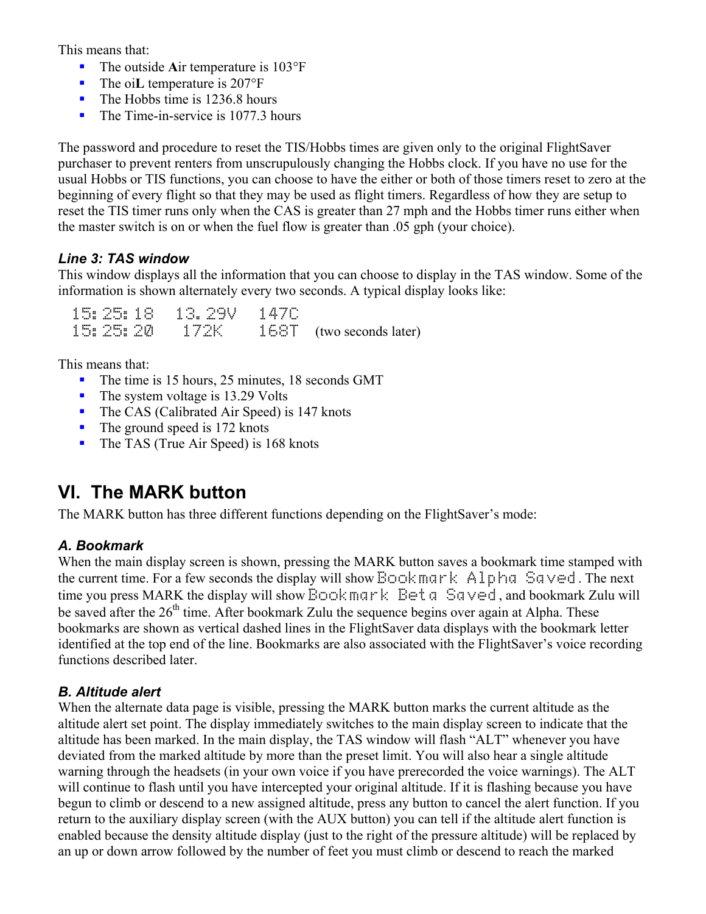This means that:

- The outside **A**ir temperature is 103°F
- The oi**L** temperature is 207°F
- The Hobbs time is 1236.8 hours
- The Time-in-service is 1077.3 hours

The password and procedure to reset the TIS/Hobbs times are given only to the original FlightSaver purchaser to prevent renters from unscrupulously changing the Hobbs clock. If you have no use for the usual Hobbs or TIS functions, you can choose to have the either or both of those timers reset to zero at the beginning of every flight so that they may be used as flight timers. Regardless of how they are setup to reset the TIS timer runs only when the CAS is greater than 27 mph and the Hobbs timer runs either when the master switch is on or when the fuel flow is greater than .05 gph (your choice).

### *Line 3: TAS window*

This window displays all the information that you can choose to display in the TAS window. Some of the information is shown alternately every two seconds. A typical display looks like:

```
15:25:18   13.29V   147C
15:25:20    172K     168T   (two seconds later)
```

This means that:

- The time is 15 hours, 25 minutes, 18 seconds GMT
- The system voltage is 13.29 Volts
- The CAS (Calibrated Air Speed) is 147 knots
- The ground speed is 172 knots
- The TAS (True Air Speed) is 168 knots

## VI. The MARK button

The MARK button has three different functions depending on the FlightSaver's mode:

### *A. Bookmark*

When the main display screen is shown, pressing the MARK button saves a bookmark time stamped with the current time. For a few seconds the display will show `Bookmark Alpha Saved`. The next time you press MARK the display will show `Bookmark Beta Saved`, and bookmark Zulu will be saved after the 26th time. After bookmark Zulu the sequence begins over again at Alpha. These bookmarks are shown as vertical dashed lines in the FlightSaver data displays with the bookmark letter identified at the top end of the line. Bookmarks are also associated with the FlightSaver's voice recording functions described later.

### *B. Altitude alert*

When the alternate data page is visible, pressing the MARK button marks the current altitude as the altitude alert set point. The display immediately switches to the main display screen to indicate that the altitude has been marked. In the main display, the TAS window will flash "ALT" whenever you have deviated from the marked altitude by more than the preset limit. You will also hear a single altitude warning through the headsets (in your own voice if you have prerecorded the voice warnings). The ALT will continue to flash until you have intercepted your original altitude. If it is flashing because you have begun to climb or descend to a new assigned altitude, press any button to cancel the alert function. If you return to the auxiliary display screen (with the AUX button) you can tell if the altitude alert function is enabled because the density altitude display (just to the right of the pressure altitude) will be replaced by an up or down arrow followed by the number of feet you must climb or descend to reach the marked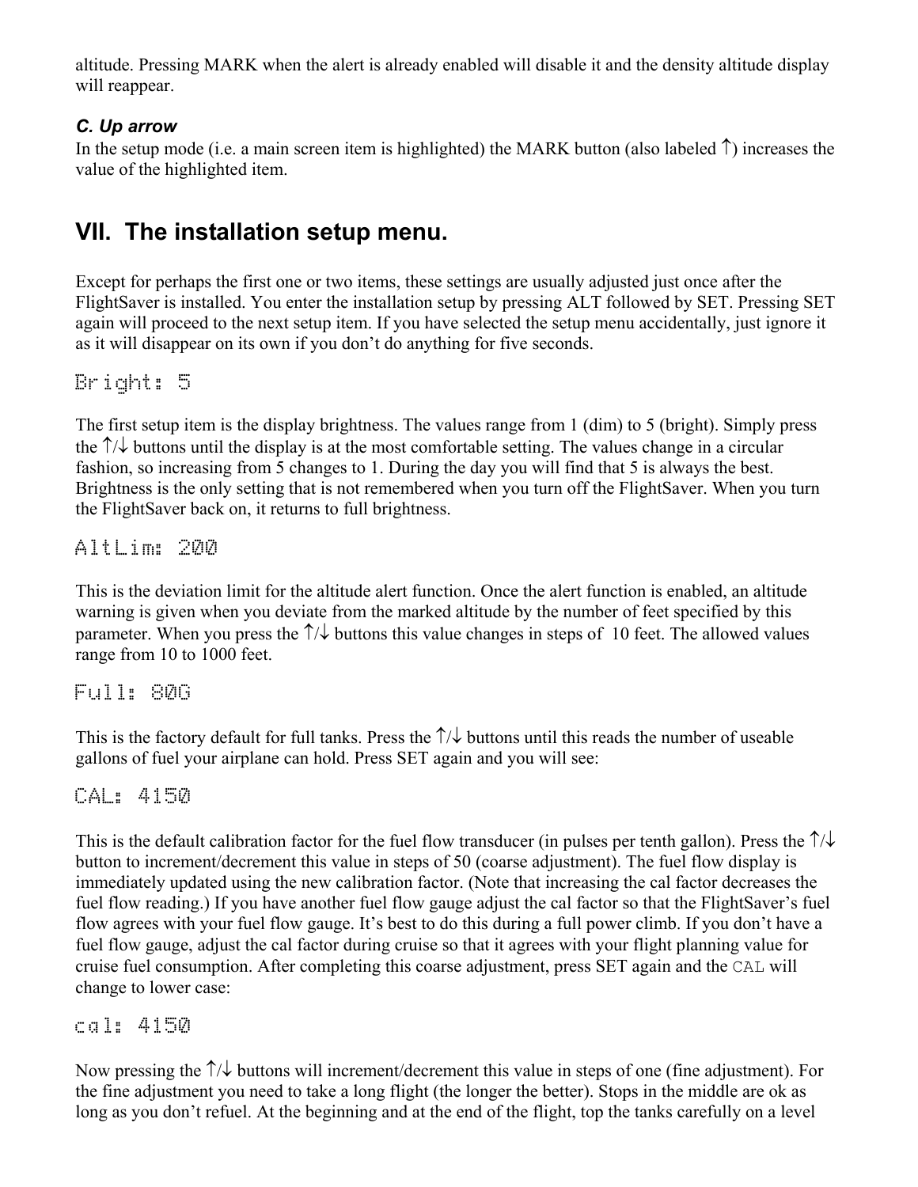altitude. Pressing MARK when the alert is already enabled will disable it and the density altitude display will reappear.

### *C. Up arrow*

In the setup mode (i.e. a main screen item is highlighted) the MARK button (also labeled ↑) increases the value of the highlighted item.

## VII. The installation setup menu.

Except for perhaps the first one or two items, these settings are usually adjusted just once after the FlightSaver is installed. You enter the installation setup by pressing ALT followed by SET. Pressing SET again will proceed to the next setup item. If you have selected the setup menu accidentally, just ignore it as it will disappear on its own if you don't do anything for five seconds.

```
Bright: 5
```

The first setup item is the display brightness. The values range from 1 (dim) to 5 (bright). Simply press the ↑/↓ buttons until the display is at the most comfortable setting. The values change in a circular fashion, so increasing from 5 changes to 1. During the day you will find that 5 is always the best. Brightness is the only setting that is not remembered when you turn off the FlightSaver. When you turn the FlightSaver back on, it returns to full brightness.

```
AltLim: 200
```

This is the deviation limit for the altitude alert function. Once the alert function is enabled, an altitude warning is given when you deviate from the marked altitude by the number of feet specified by this parameter. When you press the ↑/↓ buttons this value changes in steps of 10 feet. The allowed values range from 10 to 1000 feet.

```
Full: 80G
```

This is the factory default for full tanks. Press the ↑/↓ buttons until this reads the number of useable gallons of fuel your airplane can hold. Press SET again and you will see:

```
CAL: 4150
```

This is the default calibration factor for the fuel flow transducer (in pulses per tenth gallon). Press the ↑/↓ button to increment/decrement this value in steps of 50 (coarse adjustment). The fuel flow display is immediately updated using the new calibration factor. (Note that increasing the cal factor decreases the fuel flow reading.) If you have another fuel flow gauge adjust the cal factor so that the FlightSaver's fuel flow agrees with your fuel flow gauge. It's best to do this during a full power climb. If you don't have a fuel flow gauge, adjust the cal factor during cruise so that it agrees with your flight planning value for cruise fuel consumption. After completing this coarse adjustment, press SET again and the `CAL` will change to lower case:

```
cal: 4150
```

Now pressing the ↑/↓ buttons will increment/decrement this value in steps of one (fine adjustment). For the fine adjustment you need to take a long flight (the longer the better). Stops in the middle are ok as long as you don't refuel. At the beginning and at the end of the flight, top the tanks carefully on a level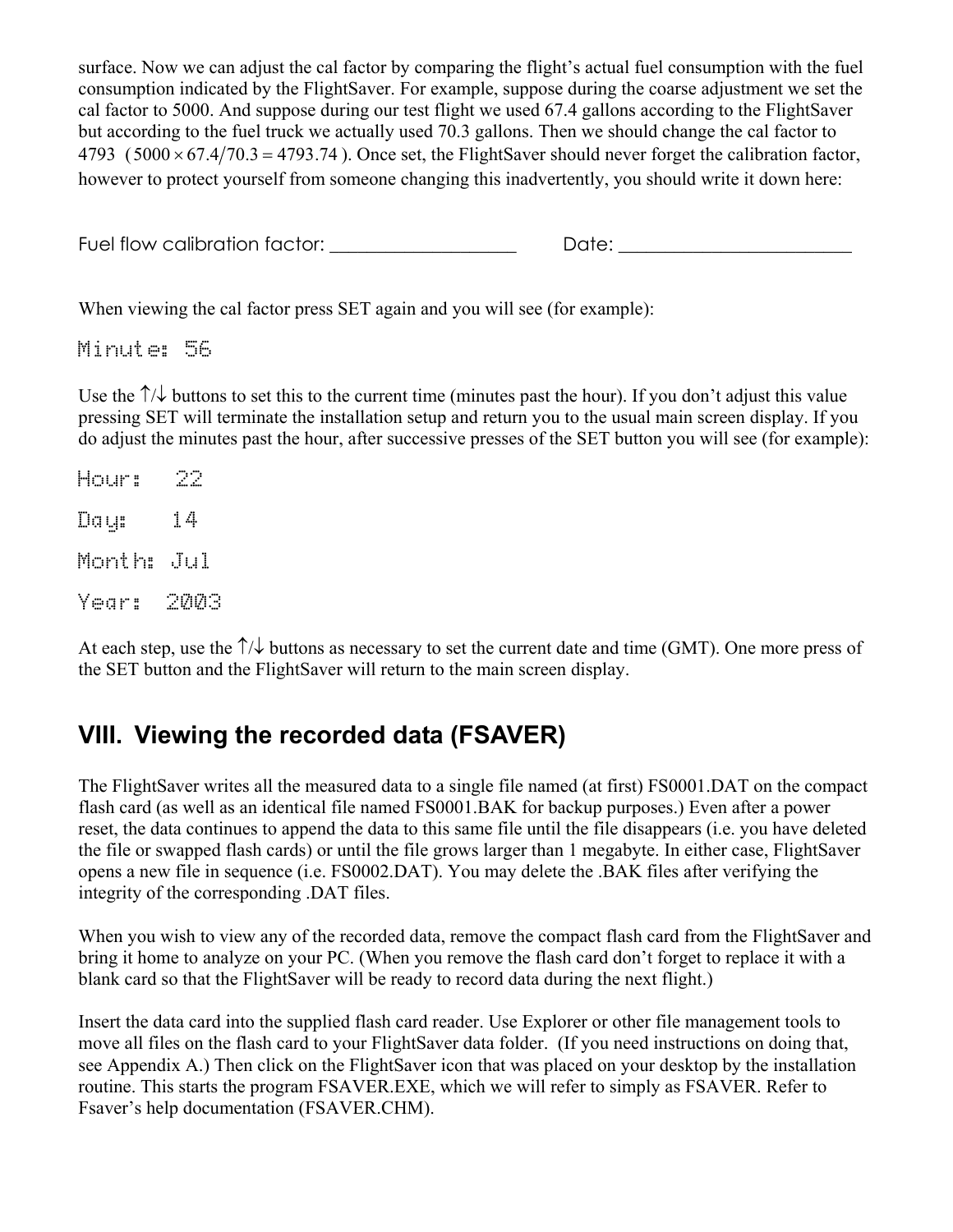surface. Now we can adjust the cal factor by comparing the flight's actual fuel consumption with the fuel consumption indicated by the FlightSaver. For example, suppose during the coarse adjustment we set the cal factor to 5000. And suppose during our test flight we used 67.4 gallons according to the FlightSaver but according to the fuel truck we actually used 70.3 gallons. Then we should change the cal factor to 4793 ( $5000 \times 67.4/70.3 = 4793.74$ ). Once set, the FlightSaver should never forget the calibration factor, however to protect yourself from someone changing this inadvertently, you should write it down here:

Fuel flow calibration factor: ____________________ Date: _________________________

When viewing the cal factor press SET again and you will see (for example):

```
Minute: 56
```

Use the ↑/↓ buttons to set this to the current time (minutes past the hour). If you don't adjust this value pressing SET will terminate the installation setup and return you to the usual main screen display. If you do adjust the minutes past the hour, after successive presses of the SET button you will see (for example):

```
Hour:   22
Day:    14
Month:  Jul
Year:   2003
```

At each step, use the ↑/↓ buttons as necessary to set the current date and time (GMT). One more press of the SET button and the FlightSaver will return to the main screen display.

## VIII. Viewing the recorded data (FSAVER)

The FlightSaver writes all the measured data to a single file named (at first) FS0001.DAT on the compact flash card (as well as an identical file named FS0001.BAK for backup purposes.) Even after a power reset, the data continues to append the data to this same file until the file disappears (i.e. you have deleted the file or swapped flash cards) or until the file grows larger than 1 megabyte. In either case, FlightSaver opens a new file in sequence (i.e. FS0002.DAT). You may delete the .BAK files after verifying the integrity of the corresponding .DAT files.

When you wish to view any of the recorded data, remove the compact flash card from the FlightSaver and bring it home to analyze on your PC. (When you remove the flash card don't forget to replace it with a blank card so that the FlightSaver will be ready to record data during the next flight.)

Insert the data card into the supplied flash card reader. Use Explorer or other file management tools to move all files on the flash card to your FlightSaver data folder. (If you need instructions on doing that, see Appendix A.) Then click on the FlightSaver icon that was placed on your desktop by the installation routine. This starts the program FSAVER.EXE, which we will refer to simply as FSAVER. Refer to Fsaver's help documentation (FSAVER.CHM).